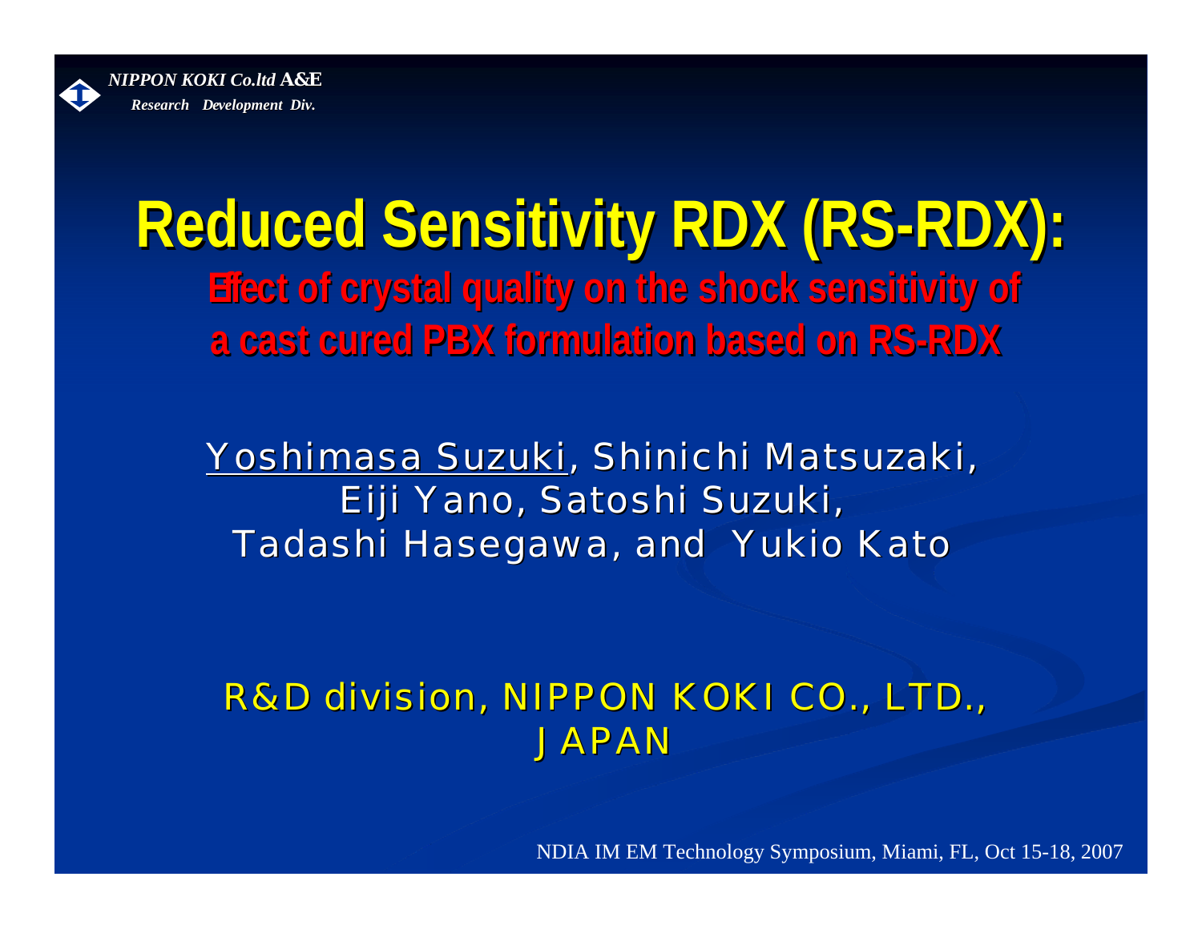*NIPPON KOKI Co.ltd* **A&E**
*Research Development Div.*

# Reduced Sensitivity RDX (RS-RDX):

## Effect of crystal quality on the shock sensitivity of a cast cured PBX formulation based on RS-RDX

Yoshimasa Suzuki, Shinichi Matsuzaki, Eiji Yano, Satoshi Suzuki, Tadashi Hasegawa, and Yukio Kato

R&D division, NIPPON KOKI CO., LTD., JAPAN

NDIA IM EM Technology Symposium, Miami, FL, Oct 15-18, 2007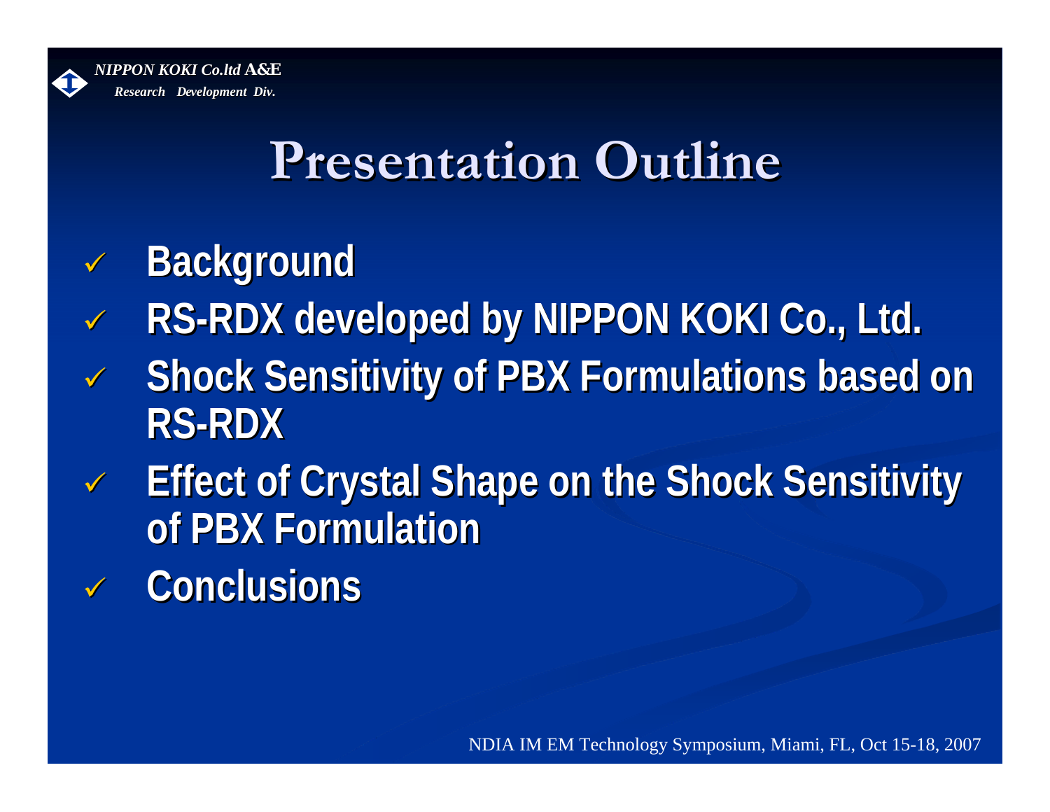# Presentation Outline

- ✓ **Background**
- ✓ **RS-RDX developed by NIPPON KOKI Co., Ltd.**
- ✓ **Shock Sensitivity of PBX Formulations based on RS-RDX**
- ✓ **Effect of Crystal Shape on the Shock Sensitivity of PBX Formulation**
- ✓ **Conclusions**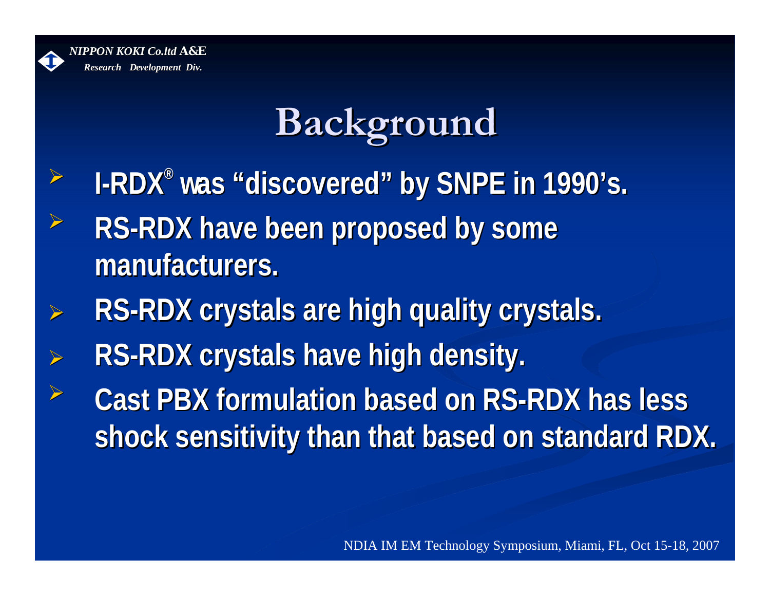# Background

- I-RDX® was "discovered" by SNPE in 1990's.
- RS-RDX have been proposed by some manufacturers.
- RS-RDX crystals are high quality crystals.
- RS-RDX crystals have high density.
- Cast PBX formulation based on RS-RDX has less shock sensitivity than that based on standard RDX.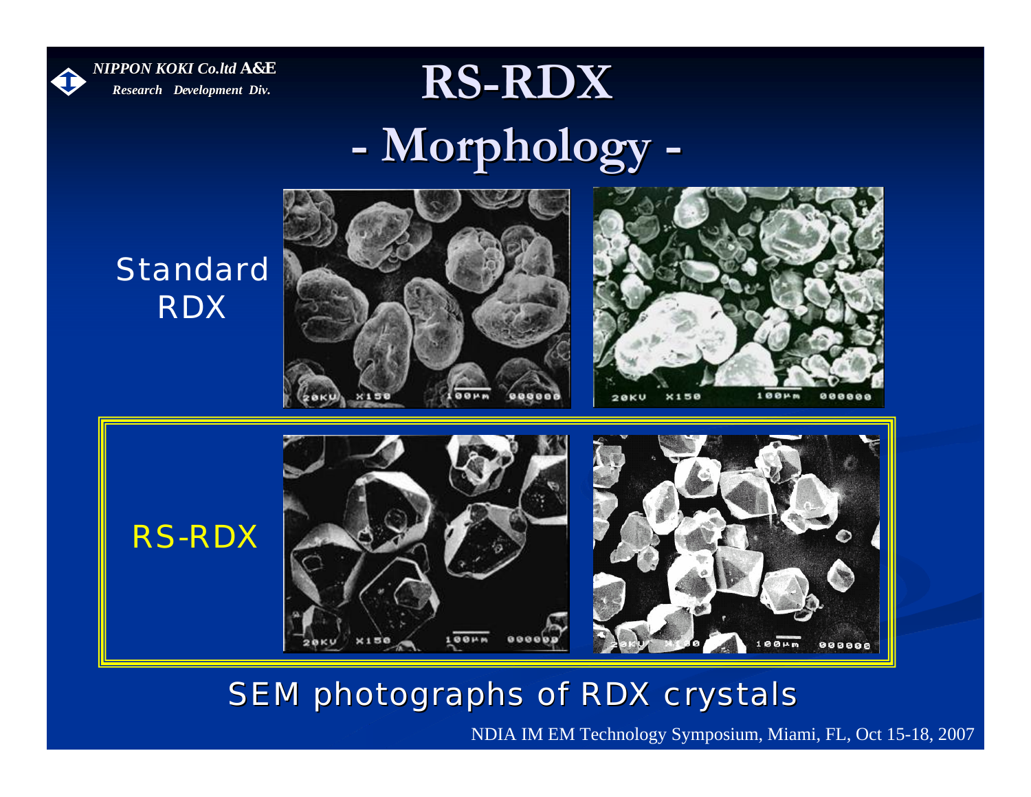# RS-RDX

## - Morphology -

Standard RDX

RS-RDX

SEM photographs of RDX crystals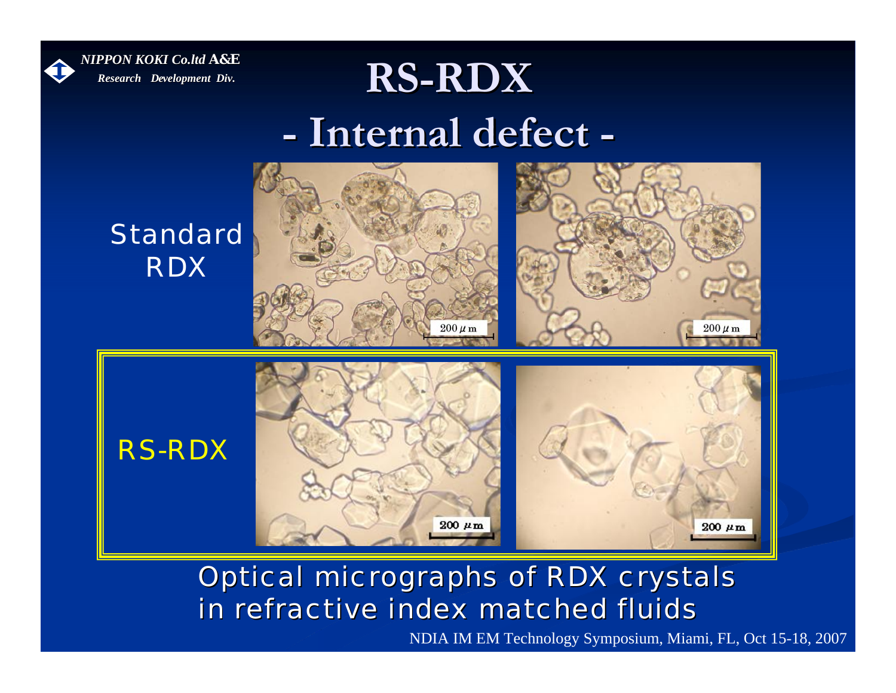# RS-RDX

## - Internal defect -

Standard RDX

RS-RDX

Optical micrographs of RDX crystals in refractive index matched fluids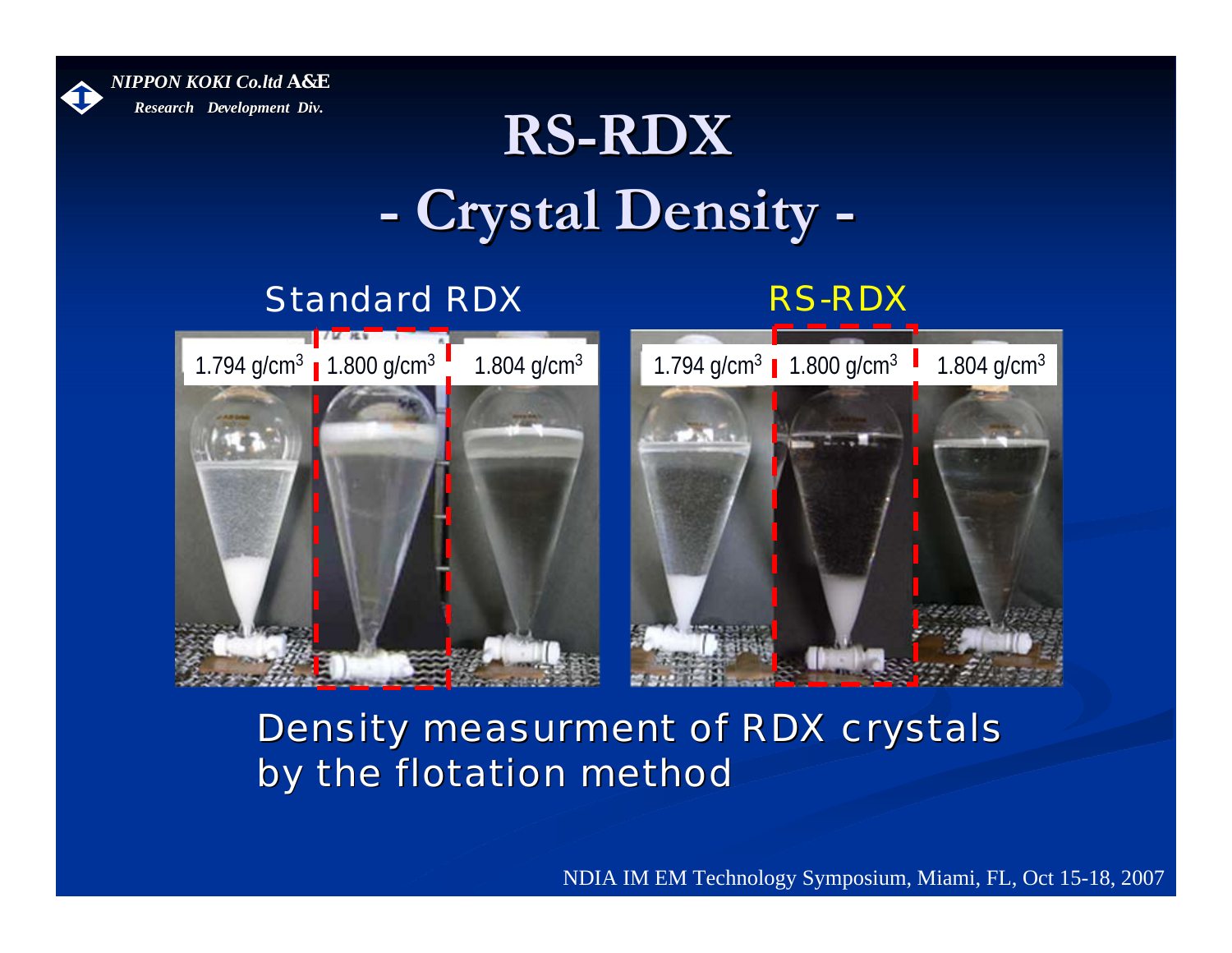# RS-RDX

## - Crystal Density -

Standard RDX

| 1.794 g/cm$^3$ | 1.800 g/cm$^3$ | 1.804 g/cm$^3$ |
| --- | --- | --- |

RS-RDX

| 1.794 g/cm$^3$ | 1.800 g/cm$^3$ | 1.804 g/cm$^3$ |
| --- | --- | --- |

Density measurment of RDX crystals by the flotation method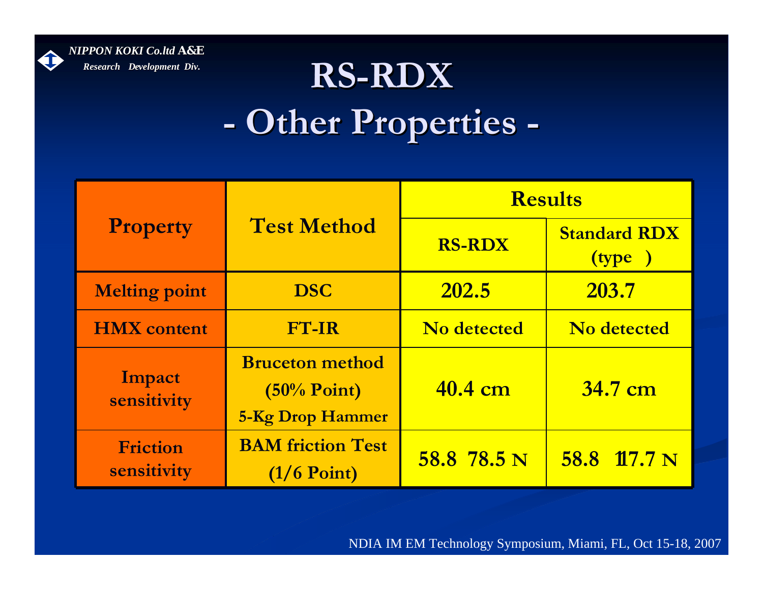# RS-RDX

## - Other Properties -

| Property | Test Method | Results | |
|---|---|---|---|
| | | RS-RDX | Standard RDX (type ) |
| Melting point | DSC | 202.5 | 203.7 |
| HMX content | FT-IR | No detected | No detected |
| Impact sensitivity | Bruceton method (50% Point) 5-Kg Drop Hammer | 40.4 cm | 34.7 cm |
| Friction sensitivity | BAM friction Test (1/6 Point) | 58.8 78.5 N | 58.8 117.7 N |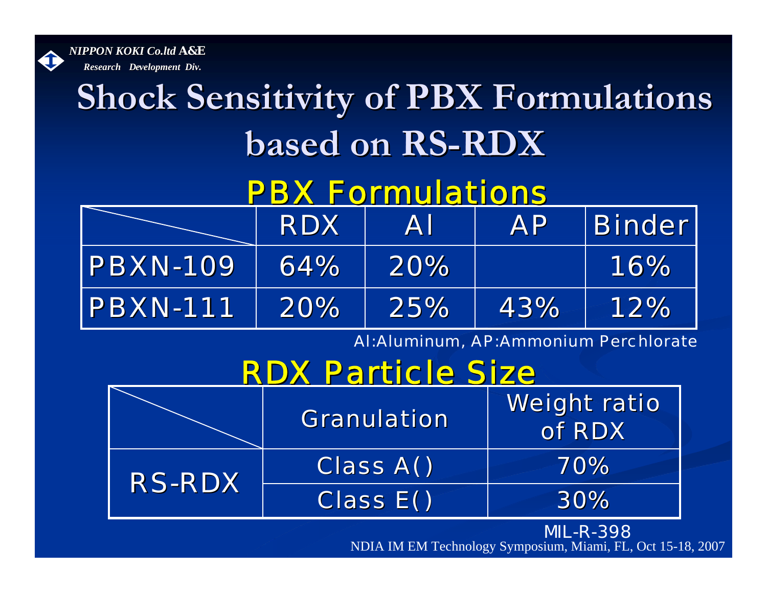# Shock Sensitivity of PBX Formulations based on RS-RDX

## PBX Formulations

| | RDX | Al | AP | Binder |
|---|---|---|---|---|
| PBXN-109 | 64% | 20% | | 16% |
| PBXN-111 | 20% | 25% | 43% | 12% |

Al:Aluminum, AP:Ammonium Perchlorate

## RDX Particle Size

| | Granulation | Weight ratio of RDX |
|---|---|---|
| RS-RDX | Class A() | 70% |
| | Class E() | 30% |

MIL-R-398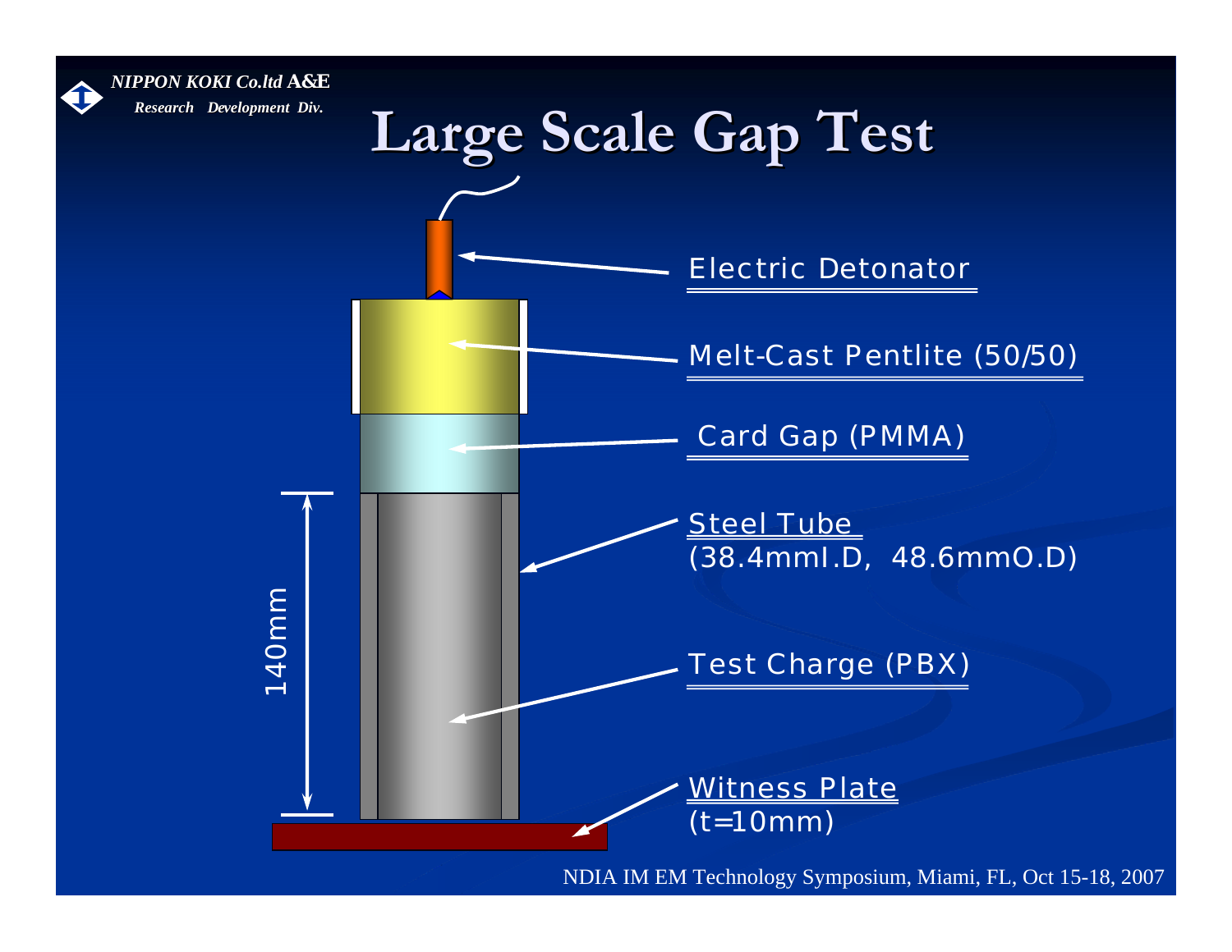# Large Scale Gap Test

Electric Detonator

Melt-Cast Pentlite (50/50)

Card Gap (PMMA)

Steel Tube
(38.4mmI.D, 48.6mmO.D)

Test Charge (PBX)

Witness Plate
(t=10mm)

140mm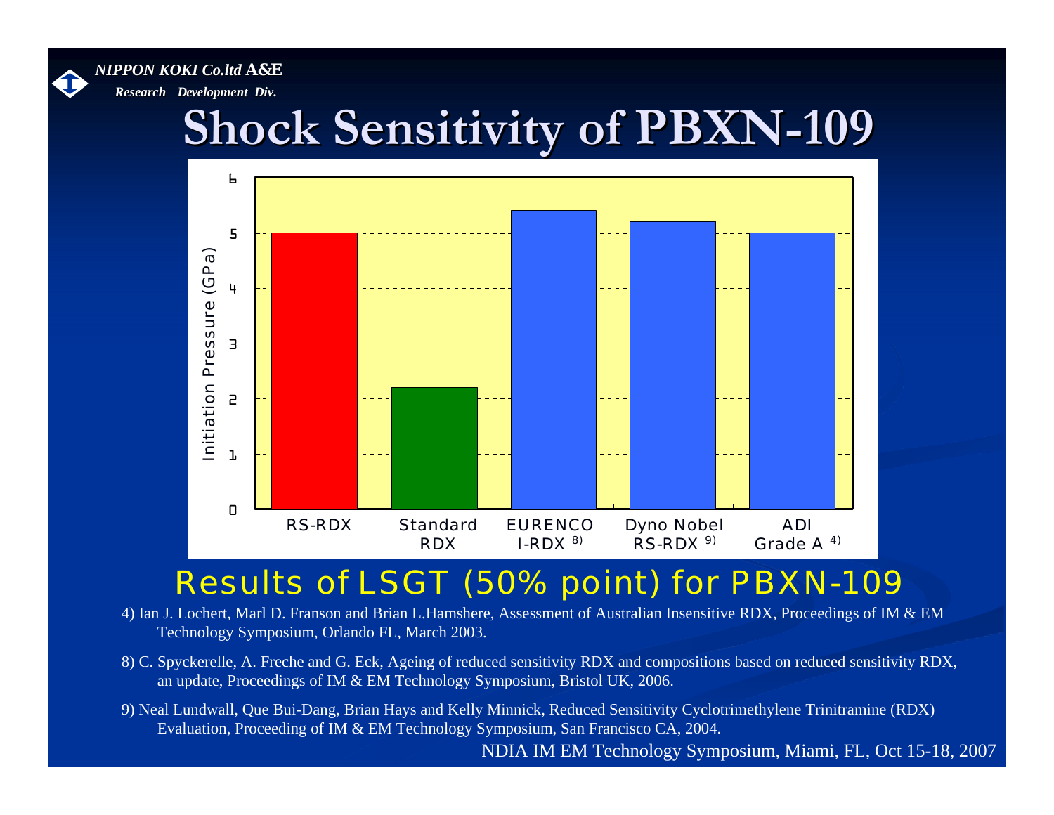*NIPPON KOKI Co.ltd* **A&E**

*Research Development Div.*

# Shock Sensitivity of PBXN-109

| | RS-RDX | Standard RDX | EURENCO I-RDX [8] | Dyno Nobel RS-RDX [9] | ADI Grade A [4] |
|---|---|---|---|---|---|
| Initiation Pressure (GPa) | 5.0 | 2.2 | 5.4 | 5.2 | 5.0 |

## Results of LSGT (50% point) for PBXN-109

4) Ian J. Lochert, Marl D. Franson and Brian L.Hamshere, Assessment of Australian Insensitive RDX, Proceedings of IM & EM Technology Symposium, Orlando FL, March 2003.

8) C. Spyckerelle, A. Freche and G. Eck, Ageing of reduced sensitivity RDX and compositions based on reduced sensitivity RDX, an update, Proceedings of IM & EM Technology Symposium, Bristol UK, 2006.

9) Neal Lundwall, Que Bui-Dang, Brian Hays and Kelly Minnick, Reduced Sensitivity Cyclotrimethylene Trinitramine (RDX) Evaluation, Proceeding of IM & EM Technology Symposium, San Francisco CA, 2004.

NDIA IM EM Technology Symposium, Miami, FL, Oct 15-18, 2007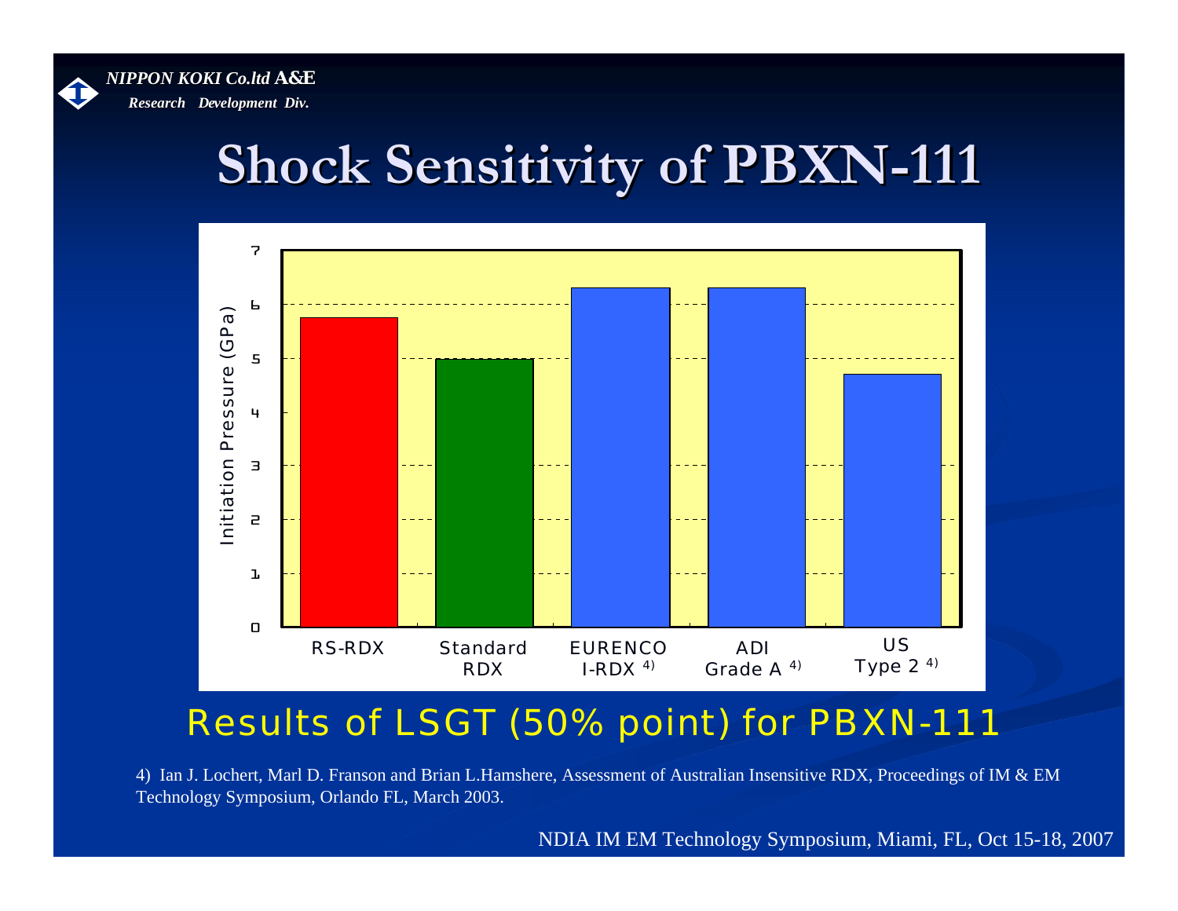*NIPPON KOKI Co.ltd* **A&E**

*Research Development Div.*

# Shock Sensitivity of PBXN-111

Initiation Pressure (GPa)

| | RS-RDX | Standard RDX | EURENCO I-RDX [4] | ADI Grade A [4] | US Type 2 [4] |
|---|---|---|---|---|---|
| Initiation Pressure (GPa) | ~5.8 | ~5.0 | ~6.3 | ~6.3 | ~4.7 |

## Results of LSGT (50% point) for PBXN-111

4) Ian J. Lochert, Marl D. Franson and Brian L.Hamshere, Assessment of Australian Insensitive RDX, Proceedings of IM & EM Technology Symposium, Orlando FL, March 2003.

NDIA IM EM Technology Symposium, Miami, FL, Oct 15-18, 2007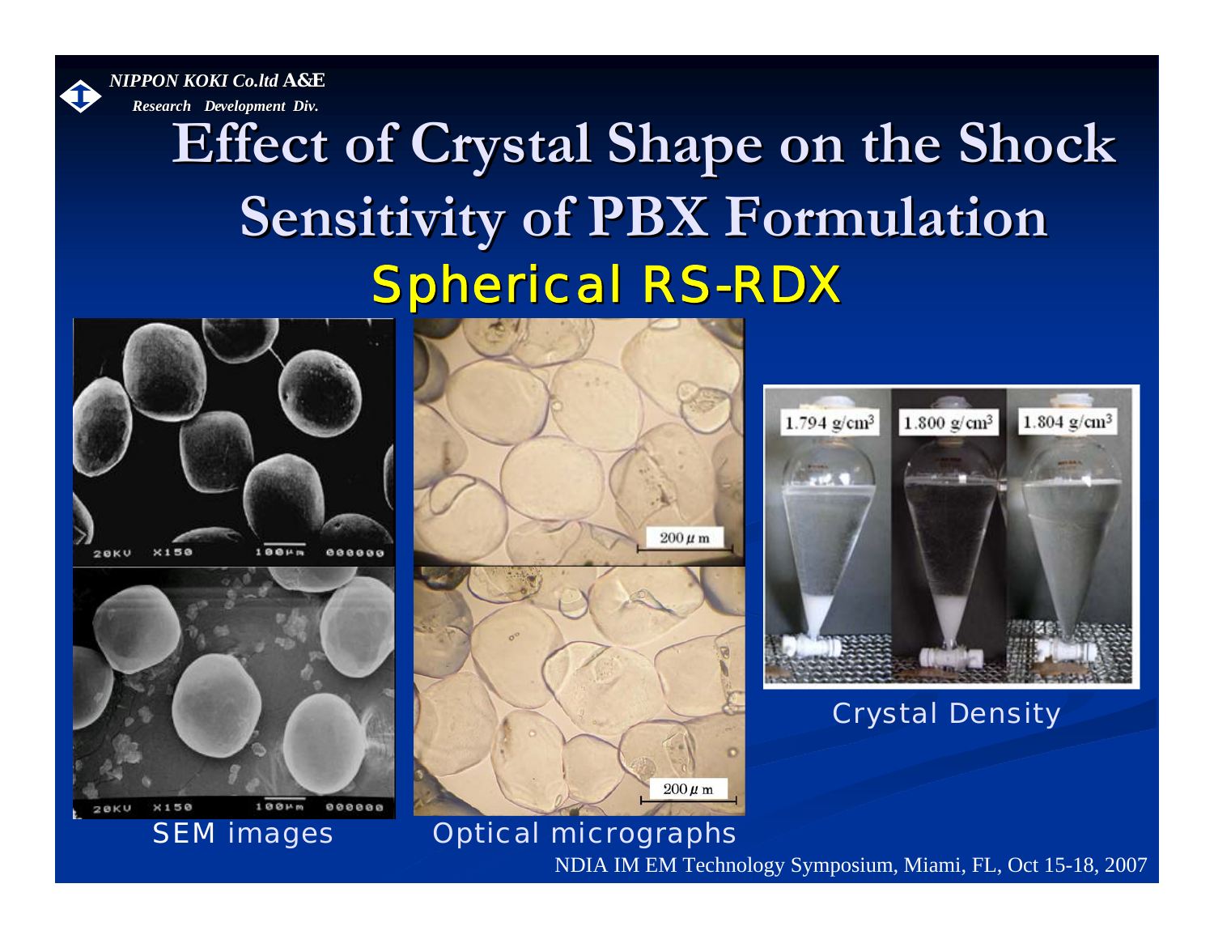# Effect of Crystal Shape on the Shock Sensitivity of PBX Formulation

## Spherical RS-RDX

SEM images

Optical micrographs

Crystal Density

1.794 g/cm$^3$ 1.800 g/cm$^3$ 1.804 g/cm$^3$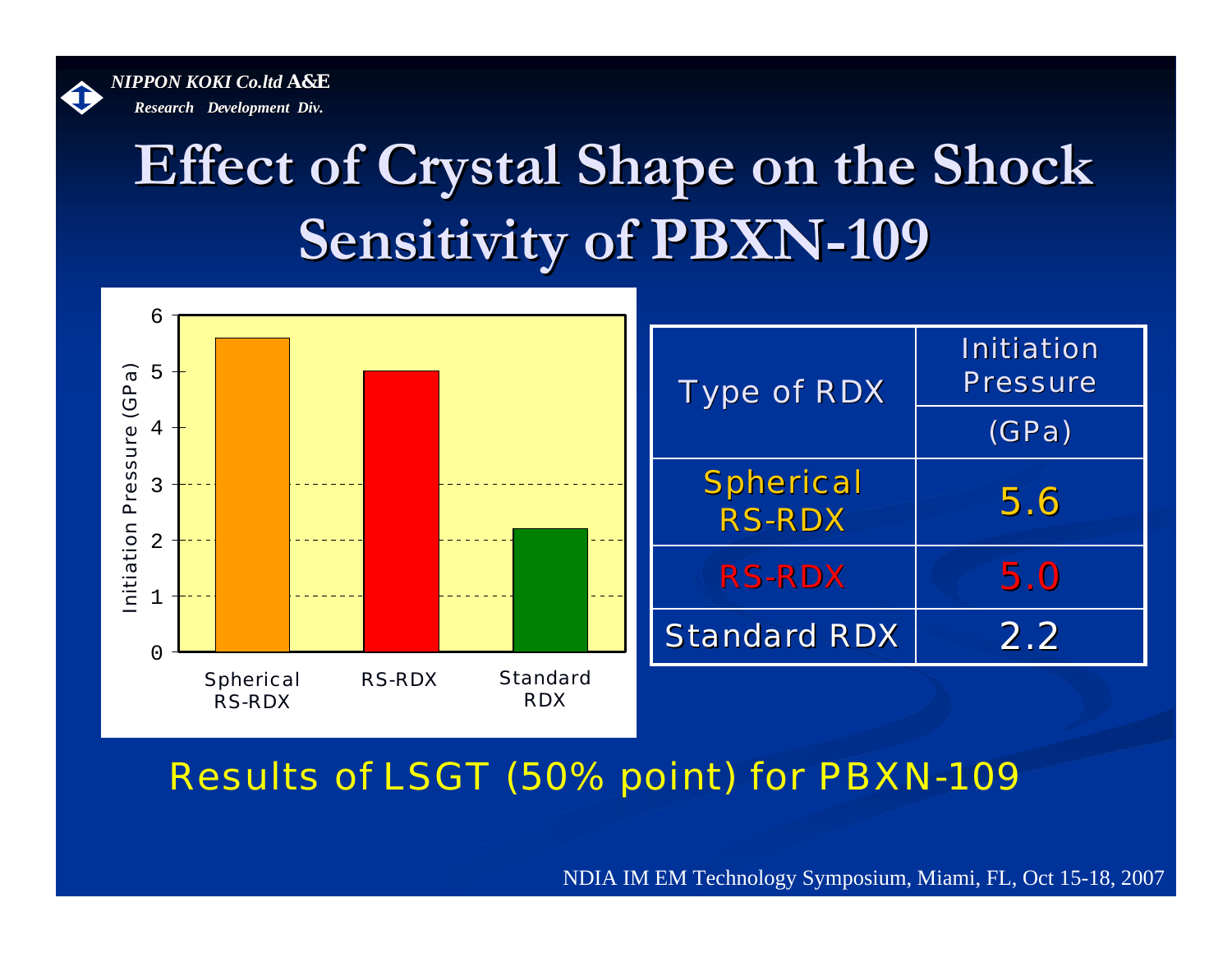# Effect of Crystal Shape on the Shock Sensitivity of PBXN-109

| Type of RDX | Initiation Pressure (GPa) |
|---|---|
| Spherical RS-RDX | 5.6 |
| RS-RDX | 5.0 |
| Standard RDX | 2.2 |

Results of LSGT (50% point) for PBXN-109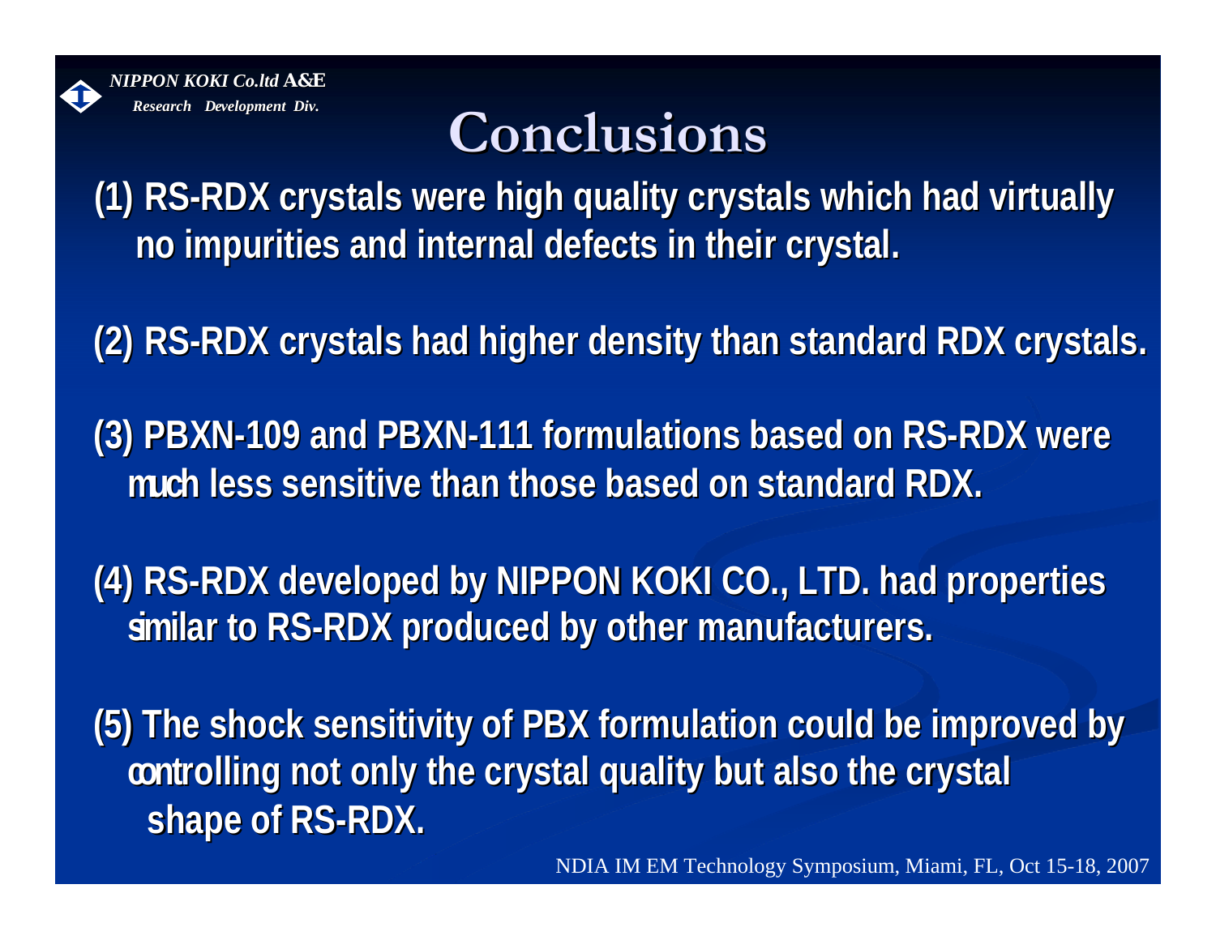# Conclusions

(1) RS-RDX crystals were high quality crystals which had virtually no impurities and internal defects in their crystal.

(2) RS-RDX crystals had higher density than standard RDX crystals.

(3) PBXN-109 and PBXN-111 formulations based on RS-RDX were much less sensitive than those based on standard RDX.

(4) RS-RDX developed by NIPPON KOKI CO., LTD. had properties similar to RS-RDX produced by other manufacturers.

(5) The shock sensitivity of PBX formulation could be improved by controlling not only the crystal quality but also the crystal shape of RS-RDX.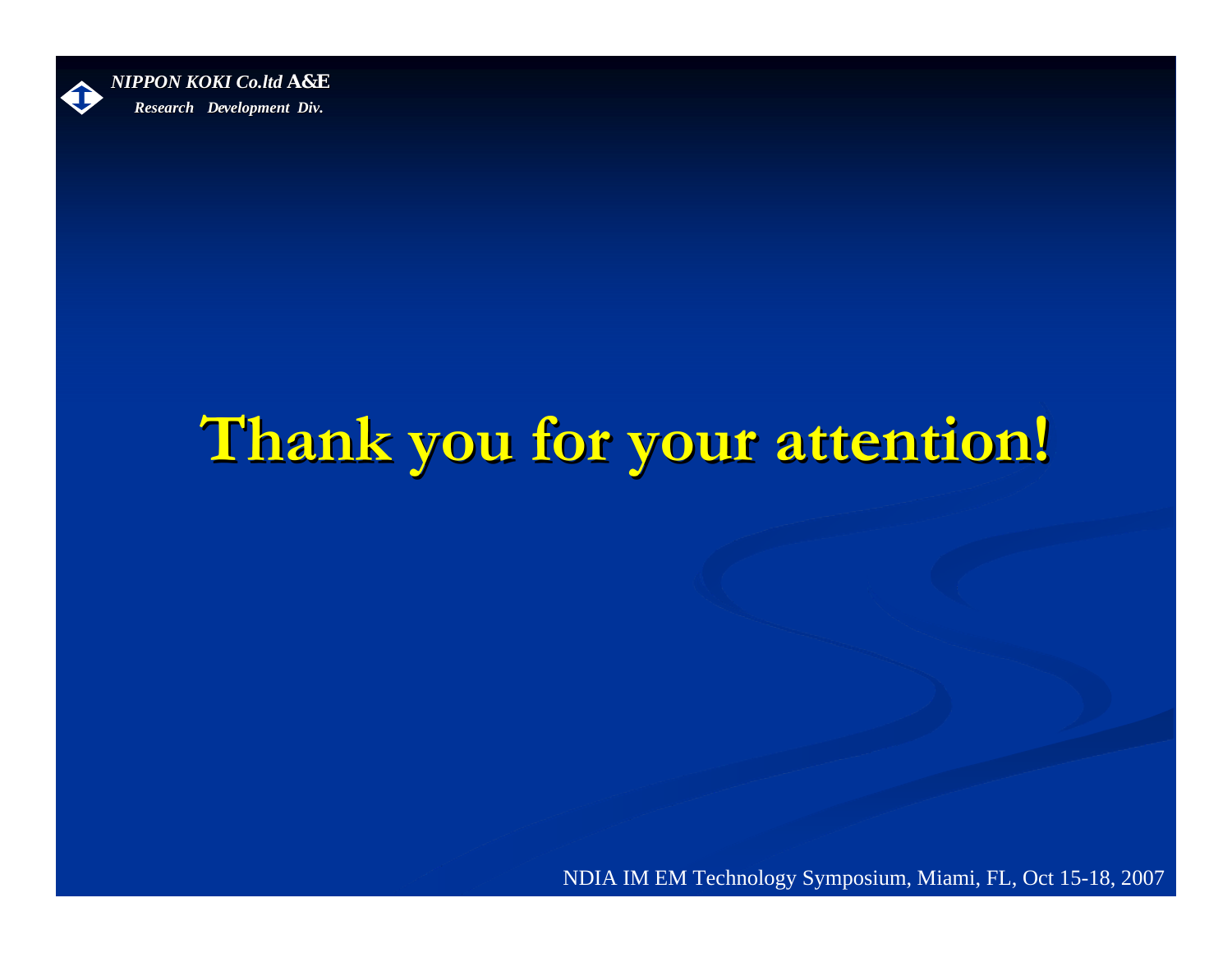# Thank you for your attention!